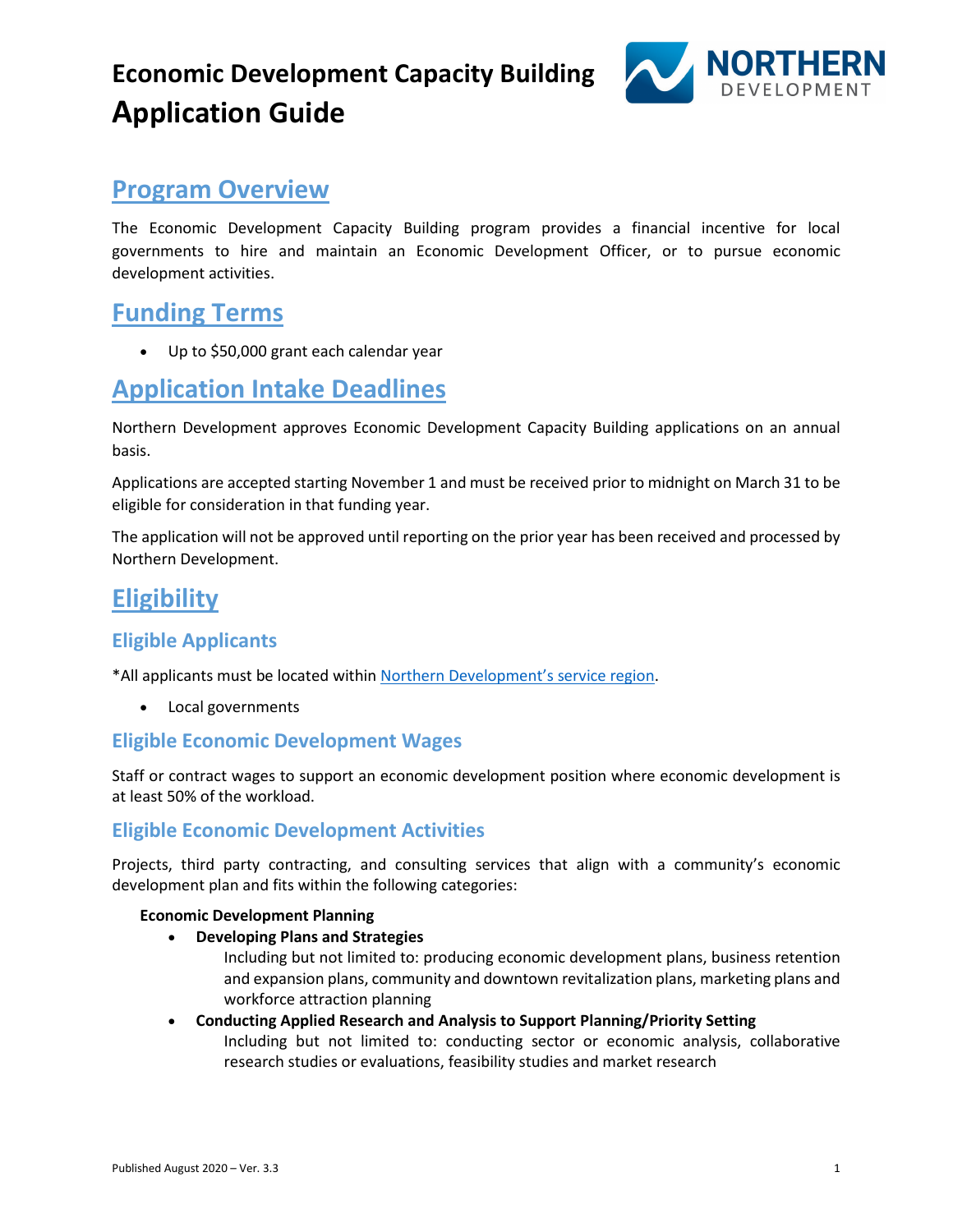# Economic Development Capacity Building Application Guide

## Program Overview

The Economic Development Capacity Building program provides a financial incentive for local governments to hire and maintain an Economic Development Officer, or to pursue economic development activities.

## Funding Terms

- Up to $50,000 grant each calendar year

## Application Intake Deadlines

Northern Development approves Economic Development Capacity Building applications on an annual basis.

Applications are accepted starting November 1 and must be received prior to midnight on March 31 to be eligible for consideration in that funding year.

The application will not be approved until reporting on the prior year has been received and processed by Northern Development.

## Eligibility

### Eligible Applicants

*All applicants must be located within Northern Development's service region.

- Local governments

### Eligible Economic Development Wages

Staff or contract wages to support an economic development position where economic development is at least 50% of the workload.

### Eligible Economic Development Activities

Projects, third party contracting, and consulting services that align with a community's economic development plan and fits within the following categories:

**Economic Development Planning**

- **Developing Plans and Strategies**
  Including but not limited to: producing economic development plans, business retention and expansion plans, community and downtown revitalization plans, marketing plans and workforce attraction planning
- **Conducting Applied Research and Analysis to Support Planning/Priority Setting**
  Including but not limited to: conducting sector or economic analysis, collaborative research studies or evaluations, feasibility studies and market research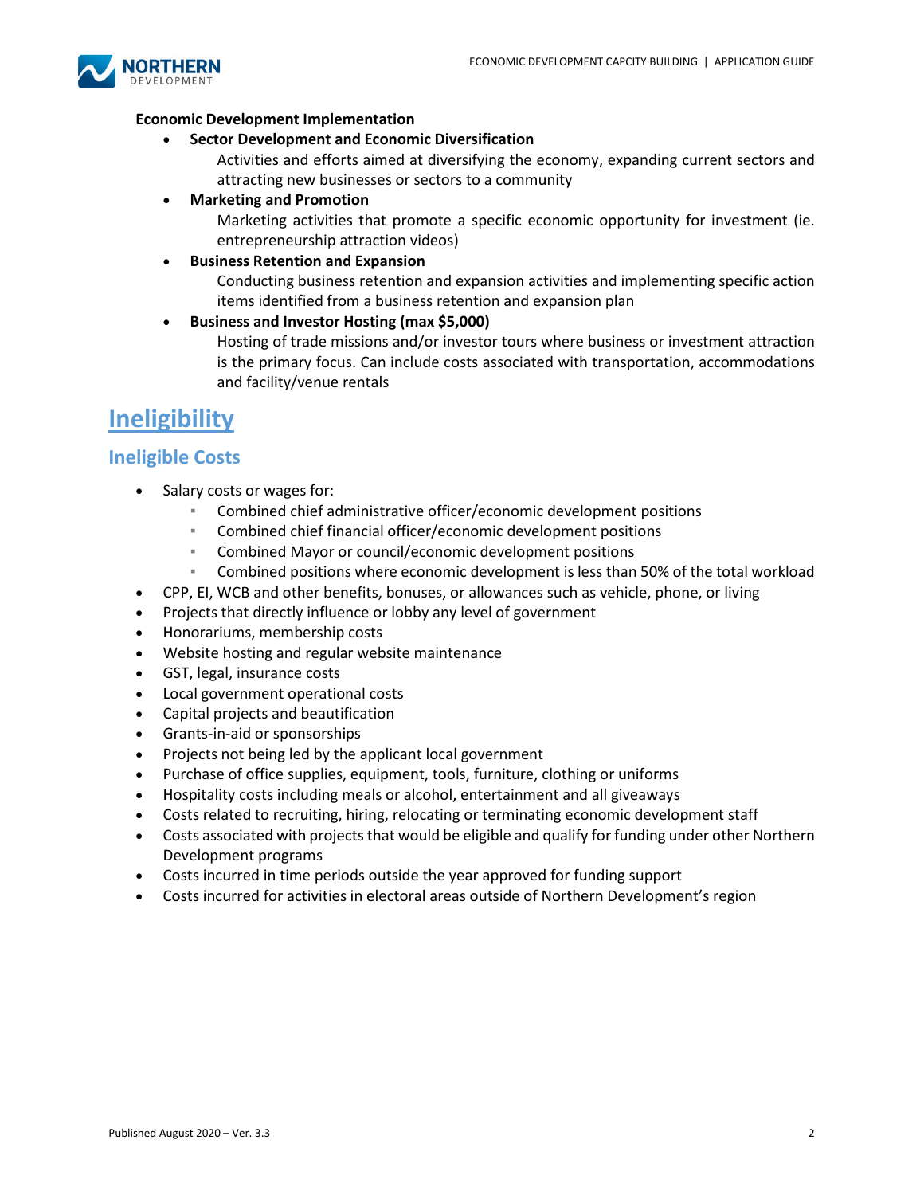**Economic Development Implementation**

- **Sector Development and Economic Diversification**
  Activities and efforts aimed at diversifying the economy, expanding current sectors and attracting new businesses or sectors to a community
- **Marketing and Promotion**
  Marketing activities that promote a specific economic opportunity for investment (ie. entrepreneurship attraction videos)
- **Business Retention and Expansion**
  Conducting business retention and expansion activities and implementing specific action items identified from a business retention and expansion plan
- **Business and Investor Hosting (max $5,000)**
  Hosting of trade missions and/or investor tours where business or investment attraction is the primary focus. Can include costs associated with transportation, accommodations and facility/venue rentals

# Ineligibility

## Ineligible Costs

- Salary costs or wages for:
  - Combined chief administrative officer/economic development positions
  - Combined chief financial officer/economic development positions
  - Combined Mayor or council/economic development positions
  - Combined positions where economic development is less than 50% of the total workload
- CPP, EI, WCB and other benefits, bonuses, or allowances such as vehicle, phone, or living
- Projects that directly influence or lobby any level of government
- Honorariums, membership costs
- Website hosting and regular website maintenance
- GST, legal, insurance costs
- Local government operational costs
- Capital projects and beautification
- Grants-in-aid or sponsorships
- Projects not being led by the applicant local government
- Purchase of office supplies, equipment, tools, furniture, clothing or uniforms
- Hospitality costs including meals or alcohol, entertainment and all giveaways
- Costs related to recruiting, hiring, relocating or terminating economic development staff
- Costs associated with projects that would be eligible and qualify for funding under other Northern Development programs
- Costs incurred in time periods outside the year approved for funding support
- Costs incurred for activities in electoral areas outside of Northern Development's region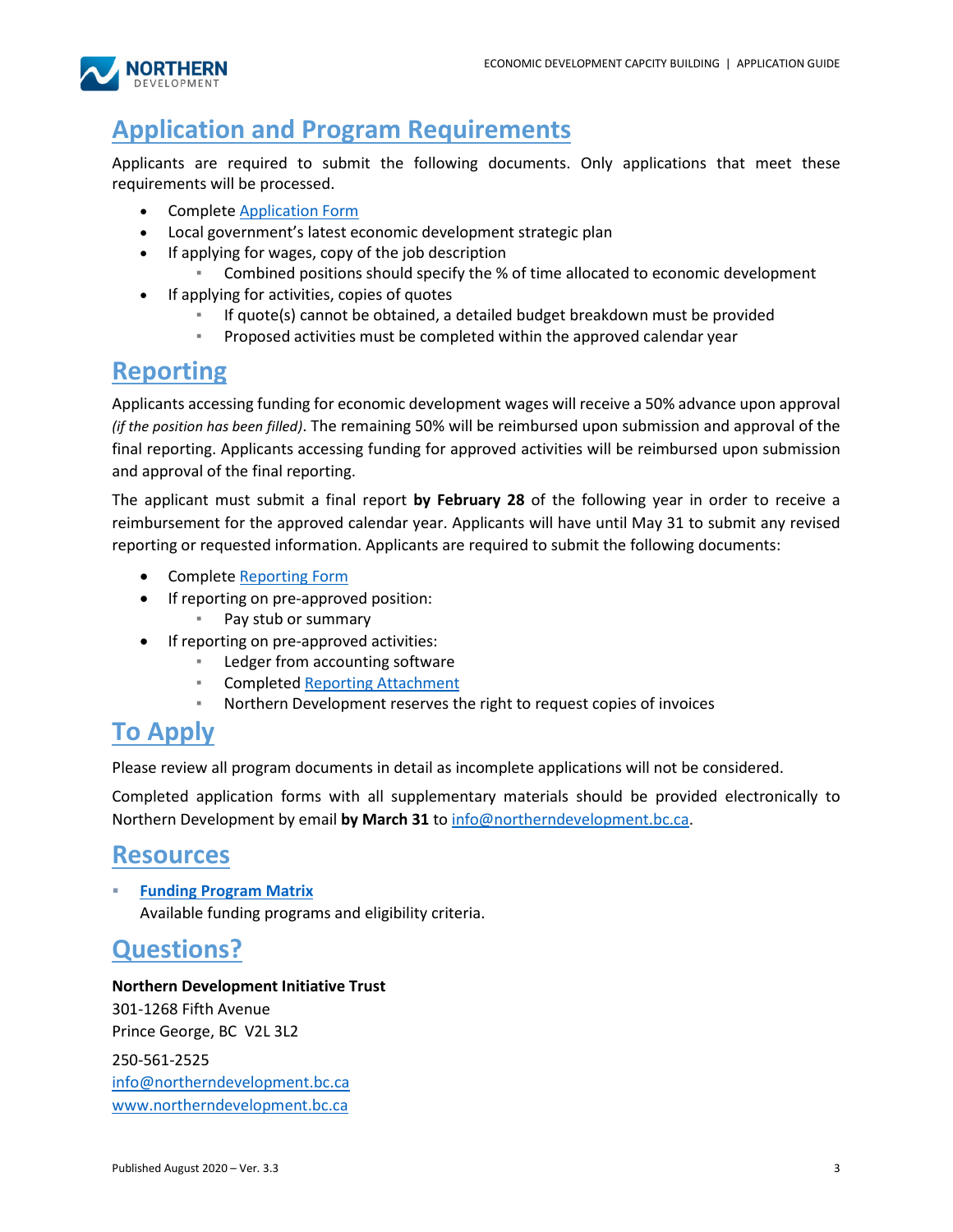# Application and Program Requirements

Applicants are required to submit the following documents. Only applications that meet these requirements will be processed.

- Complete Application Form
- Local government's latest economic development strategic plan
- If applying for wages, copy of the job description
  - Combined positions should specify the % of time allocated to economic development
- If applying for activities, copies of quotes
  - If quote(s) cannot be obtained, a detailed budget breakdown must be provided
  - Proposed activities must be completed within the approved calendar year

# Reporting

Applicants accessing funding for economic development wages will receive a 50% advance upon approval *(if the position has been filled)*. The remaining 50% will be reimbursed upon submission and approval of the final reporting. Applicants accessing funding for approved activities will be reimbursed upon submission and approval of the final reporting.

The applicant must submit a final report **by February 28** of the following year in order to receive a reimbursement for the approved calendar year. Applicants will have until May 31 to submit any revised reporting or requested information. Applicants are required to submit the following documents:

- Complete Reporting Form
- If reporting on pre-approved position:
  - Pay stub or summary
- If reporting on pre-approved activities:
  - Ledger from accounting software
  - Completed Reporting Attachment
  - Northern Development reserves the right to request copies of invoices

# To Apply

Please review all program documents in detail as incomplete applications will not be considered.

Completed application forms with all supplementary materials should be provided electronically to Northern Development by email **by March 31** to info@northerndevelopment.bc.ca.

# Resources

- **Funding Program Matrix**
  Available funding programs and eligibility criteria.

# Questions?

**Northern Development Initiative Trust**
301-1268 Fifth Avenue
Prince George, BC V2L 3L2

250-561-2525
info@northerndevelopment.bc.ca
www.northerndevelopment.bc.ca

Published August 2020 – Ver. 3.3